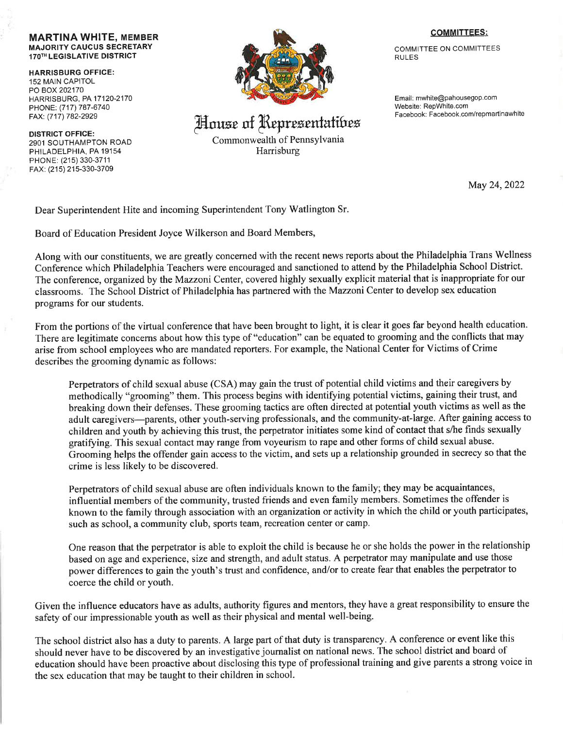**MARTINA WHITE, MEMBER**
**MAJORITY CAUCUS SECRETARY**
**170TH LEGISLATIVE DISTRICT**

**HARRISBURG OFFICE:**
152 MAIN CAPITOL
PO BOX 202170
HARRISBURG, PA 17120-2170
PHONE: (717) 787-6740
FAX: (717) 782-2929

**DISTRICT OFFICE:**
2901 SOUTHAMPTON ROAD
PHILADELPHIA, PA 19154
PHONE: (215) 330-3711
FAX: (215) 215-330-3709

# House of Representatives

Commonwealth of Pennsylvania
Harrisburg

**COMMITTEES:**

COMMITTEE ON COMMITTEES
RULES

Email: mwhite@pahousegop.com
Website: RepWhite.com
Facebook: Facebook.com/repmartinawhite

May 24, 2022

Dear Superintendent Hite and incoming Superintendent Tony Watlington Sr.

Board of Education President Joyce Wilkerson and Board Members,

Along with our constituents, we are greatly concerned with the recent news reports about the Philadelphia Trans Wellness Conference which Philadelphia Teachers were encouraged and sanctioned to attend by the Philadelphia School District. The conference, organized by the Mazzoni Center, covered highly sexually explicit material that is inappropriate for our classrooms. The School District of Philadelphia has partnered with the Mazzoni Center to develop sex education programs for our students.

From the portions of the virtual conference that have been brought to light, it is clear it goes far beyond health education. There are legitimate concerns about how this type of "education" can be equated to grooming and the conflicts that may arise from school employees who are mandated reporters. For example, the National Center for Victims of Crime describes the grooming dynamic as follows:

> Perpetrators of child sexual abuse (CSA) may gain the trust of potential child victims and their caregivers by methodically "grooming" them. This process begins with identifying potential victims, gaining their trust, and breaking down their defenses. These grooming tactics are often directed at potential youth victims as well as the adult caregivers—parents, other youth-serving professionals, and the community-at-large. After gaining access to children and youth by achieving this trust, the perpetrator initiates some kind of contact that s/he finds sexually gratifying. This sexual contact may range from voyeurism to rape and other forms of child sexual abuse. Grooming helps the offender gain access to the victim, and sets up a relationship grounded in secrecy so that the crime is less likely to be discovered.
>
> Perpetrators of child sexual abuse are often individuals known to the family; they may be acquaintances, influential members of the community, trusted friends and even family members. Sometimes the offender is known to the family through association with an organization or activity in which the child or youth participates, such as school, a community club, sports team, recreation center or camp.
>
> One reason that the perpetrator is able to exploit the child is because he or she holds the power in the relationship based on age and experience, size and strength, and adult status. A perpetrator may manipulate and use those power differences to gain the youth's trust and confidence, and/or to create fear that enables the perpetrator to coerce the child or youth.

Given the influence educators have as adults, authority figures and mentors, they have a great responsibility to ensure the safety of our impressionable youth as well as their physical and mental well-being.

The school district also has a duty to parents. A large part of that duty is transparency. A conference or event like this should never have to be discovered by an investigative journalist on national news. The school district and board of education should have been proactive about disclosing this type of professional training and give parents a strong voice in the sex education that may be taught to their children in school.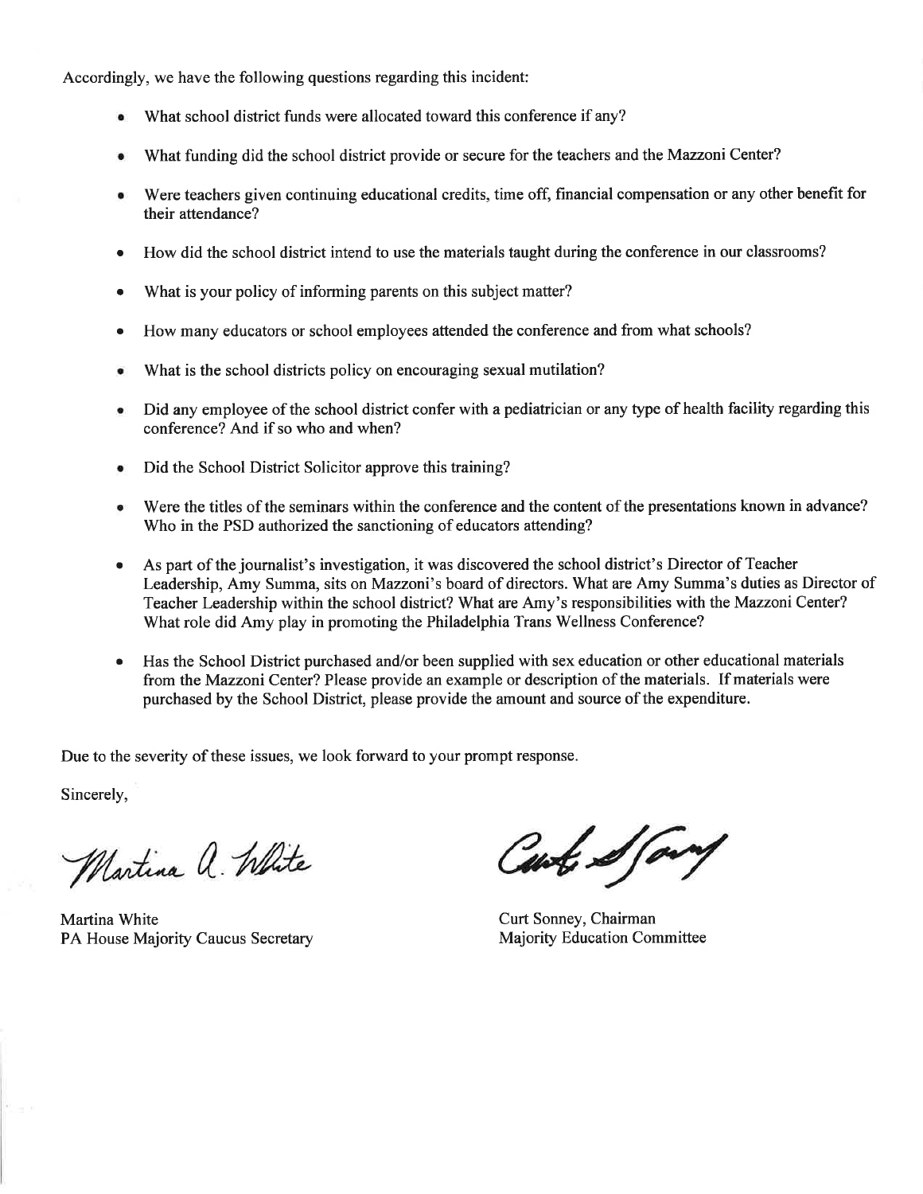Accordingly, we have the following questions regarding this incident:

- What school district funds were allocated toward this conference if any?
- What funding did the school district provide or secure for the teachers and the Mazzoni Center?
- Were teachers given continuing educational credits, time off, financial compensation or any other benefit for their attendance?
- How did the school district intend to use the materials taught during the conference in our classrooms?
- What is your policy of informing parents on this subject matter?
- How many educators or school employees attended the conference and from what schools?
- What is the school districts policy on encouraging sexual mutilation?
- Did any employee of the school district confer with a pediatrician or any type of health facility regarding this conference? And if so who and when?
- Did the School District Solicitor approve this training?
- Were the titles of the seminars within the conference and the content of the presentations known in advance? Who in the PSD authorized the sanctioning of educators attending?
- As part of the journalist's investigation, it was discovered the school district's Director of Teacher Leadership, Amy Summa, sits on Mazzoni's board of directors. What are Amy Summa's duties as Director of Teacher Leadership within the school district? What are Amy's responsibilities with the Mazzoni Center? What role did Amy play in promoting the Philadelphia Trans Wellness Conference?
- Has the School District purchased and/or been supplied with sex education or other educational materials from the Mazzoni Center? Please provide an example or description of the materials. If materials were purchased by the School District, please provide the amount and source of the expenditure.

Due to the severity of these issues, we look forward to your prompt response.

Sincerely,

Martina A. White

Martina White
PA House Majority Caucus Secretary

Curt Sonney

Curt Sonney, Chairman
Majority Education Committee